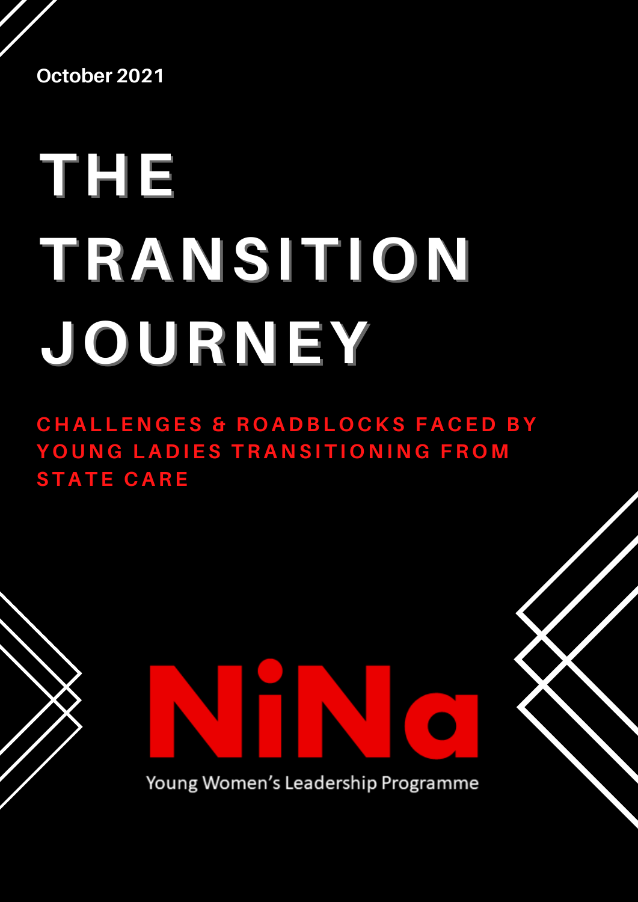October 2021

# THE TRANSITION JOURNEY

## CHALLENGES & ROADBLOCKS FACED BY YOUNG LADIES TRANSITIONING FROM STATE CARE

NiNa

Young Women's Leadership Programme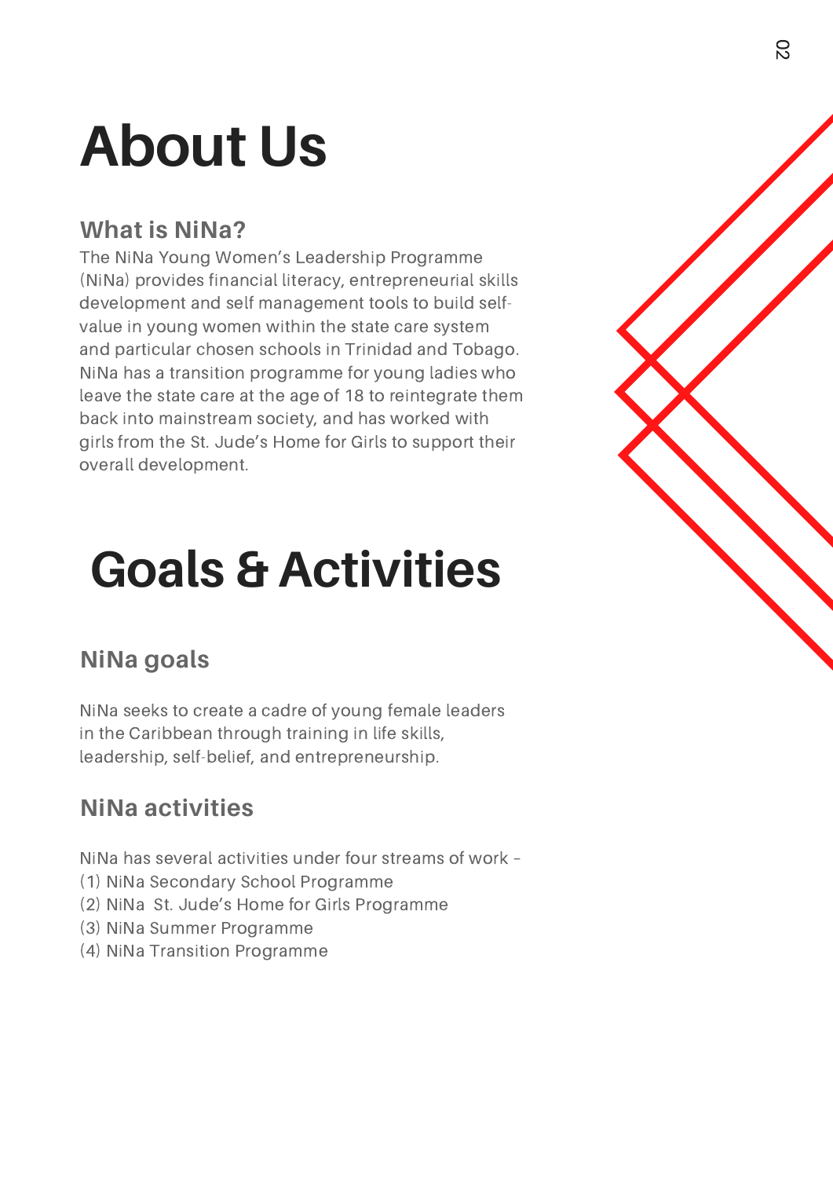# About Us

## What is NiNa?

The NiNa Young Women's Leadership Programme (NiNa) provides financial literacy, entrepreneurial skills development and self management tools to build self-value in young women within the state care system and particular chosen schools in Trinidad and Tobago. NiNa has a transition programme for young ladies who leave the state care at the age of 18 to reintegrate them back into mainstream society, and has worked with girls from the St. Jude's Home for Girls to support their overall development.

# Goals & Activities

## NiNa goals

NiNa seeks to create a cadre of young female leaders in the Caribbean through training in life skills, leadership, self-belief, and entrepreneurship.

## NiNa activities

NiNa has several activities under four streams of work –

(1) NiNa Secondary School Programme
(2) NiNa St. Jude's Home for Girls Programme
(3) NiNa Summer Programme
(4) NiNa Transition Programme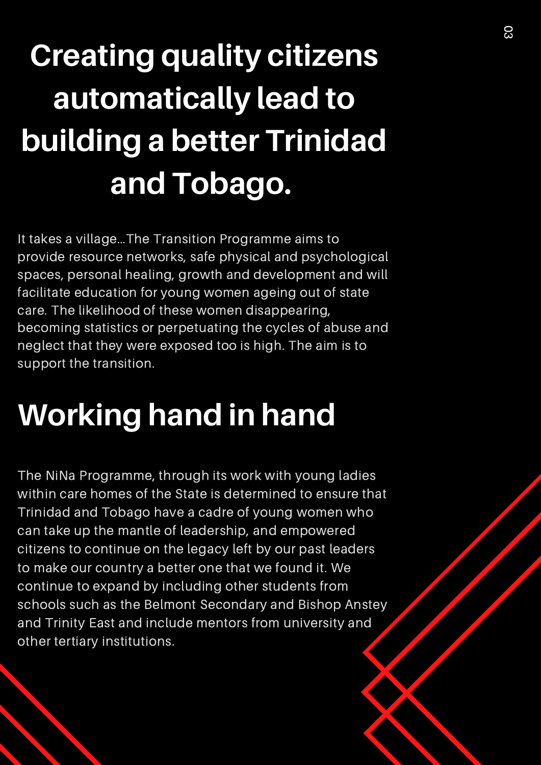# Creating quality citizens automatically lead to building a better Trinidad and Tobago.

It takes a village...The Transition Programme aims to provide resource networks, safe physical and psychological spaces, personal healing, growth and development and will facilitate education for young women ageing out of state care. The likelihood of these women disappearing, becoming statistics or perpetuating the cycles of abuse and neglect that they were exposed too is high. The aim is to support the transition.

# Working hand in hand

The NiNa Programme, through its work with young ladies within care homes of the State is determined to ensure that Trinidad and Tobago have a cadre of young women who can take up the mantle of leadership, and empowered citizens to continue on the legacy left by our past leaders to make our country a better one that we found it. We continue to expand by including other students from schools such as the Belmont Secondary and Bishop Anstey and Trinity East and include mentors from university and other tertiary institutions.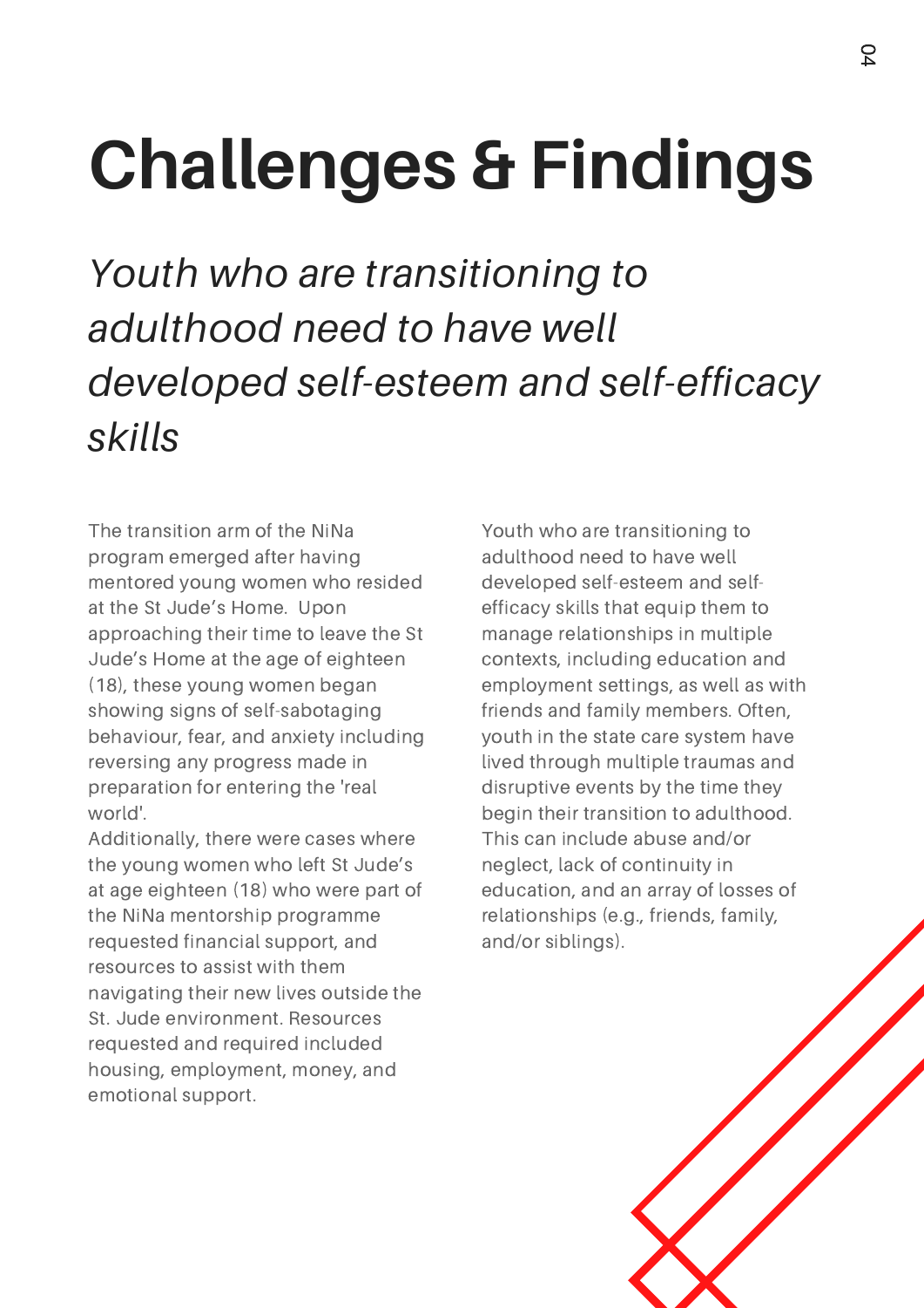# Challenges & Findings

*Youth who are transitioning to adulthood need to have well developed self-esteem and self-efficacy skills*

The transition arm of the NiNa program emerged after having mentored young women who resided at the St Jude's Home. Upon approaching their time to leave the St Jude's Home at the age of eighteen (18), these young women began showing signs of self-sabotaging behaviour, fear, and anxiety including reversing any progress made in preparation for entering the 'real world'.

Additionally, there were cases where the young women who left St Jude's at age eighteen (18) who were part of the NiNa mentorship programme requested financial support, and resources to assist with them navigating their new lives outside the St. Jude environment. Resources requested and required included housing, employment, money, and emotional support.

Youth who are transitioning to adulthood need to have well developed self-esteem and self-efficacy skills that equip them to manage relationships in multiple contexts, including education and employment settings, as well as with friends and family members. Often, youth in the state care system have lived through multiple traumas and disruptive events by the time they begin their transition to adulthood. This can include abuse and/or neglect, lack of continuity in education, and an array of losses of relationships (e.g., friends, family, and/or siblings).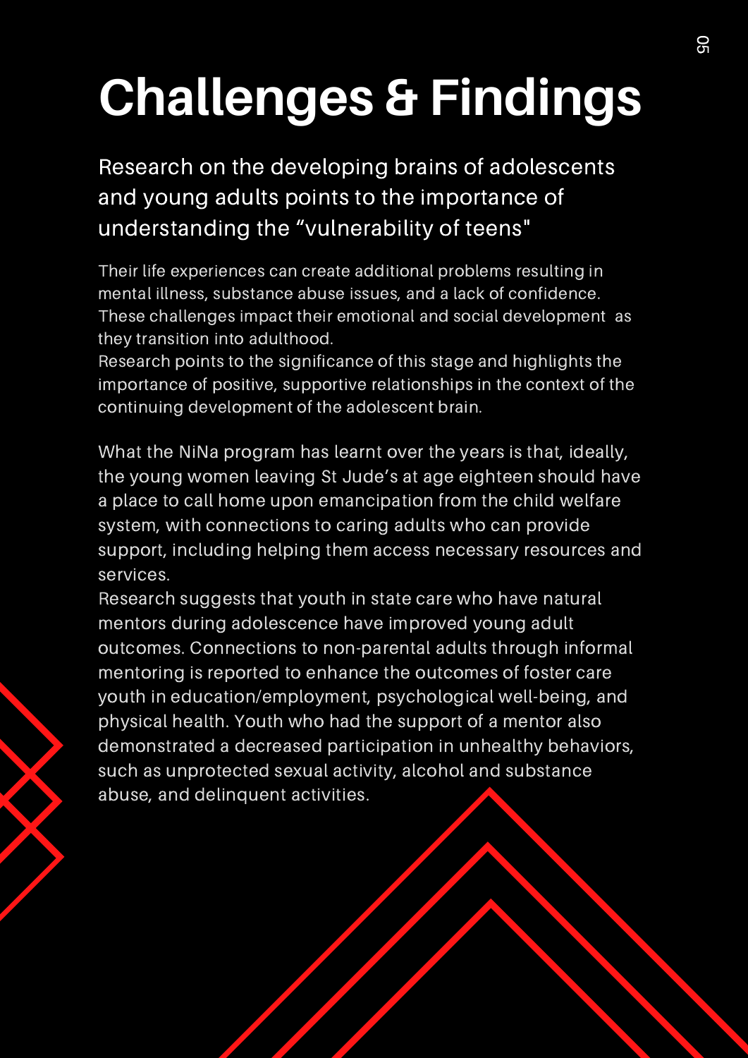# Challenges & Findings

## Research on the developing brains of adolescents and young adults points to the importance of understanding the "vulnerability of teens"

Their life experiences can create additional problems resulting in mental illness, substance abuse issues, and a lack of confidence. These challenges impact their emotional and social development as they transition into adulthood.
Research points to the significance of this stage and highlights the importance of positive, supportive relationships in the context of the continuing development of the adolescent brain.

What the NiNa program has learnt over the years is that, ideally, the young women leaving St Jude's at age eighteen should have a place to call home upon emancipation from the child welfare system, with connections to caring adults who can provide support, including helping them access necessary resources and services.
Research suggests that youth in state care who have natural mentors during adolescence have improved young adult outcomes. Connections to non-parental adults through informal mentoring is reported to enhance the outcomes of foster care youth in education/employment, psychological well-being, and physical health. Youth who had the support of a mentor also demonstrated a decreased participation in unhealthy behaviors, such as unprotected sexual activity, alcohol and substance abuse, and delinquent activities.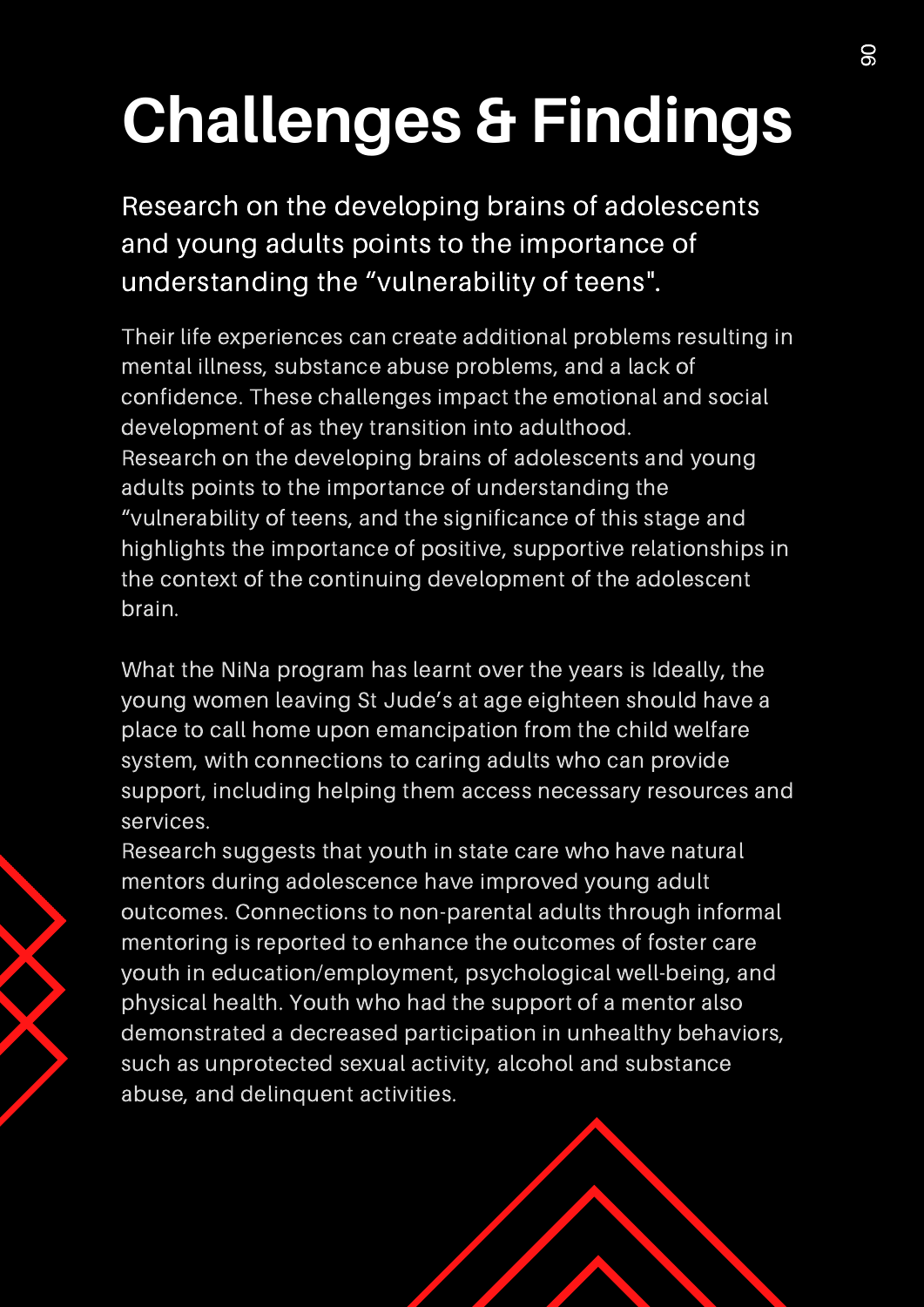# Challenges & Findings

Research on the developing brains of adolescents and young adults points to the importance of understanding the "vulnerability of teens".

Their life experiences can create additional problems resulting in mental illness, substance abuse problems, and a lack of confidence. These challenges impact the emotional and social development of as they transition into adulthood.
Research on the developing brains of adolescents and young adults points to the importance of understanding the "vulnerability of teens, and the significance of this stage and highlights the importance of positive, supportive relationships in the context of the continuing development of the adolescent brain.

What the NiNa program has learnt over the years is Ideally, the young women leaving St Jude's at age eighteen should have a place to call home upon emancipation from the child welfare system, with connections to caring adults who can provide support, including helping them access necessary resources and services.
Research suggests that youth in state care who have natural mentors during adolescence have improved young adult outcomes. Connections to non-parental adults through informal mentoring is reported to enhance the outcomes of foster care youth in education/employment, psychological well-being, and physical health. Youth who had the support of a mentor also demonstrated a decreased participation in unhealthy behaviors, such as unprotected sexual activity, alcohol and substance abuse, and delinquent activities.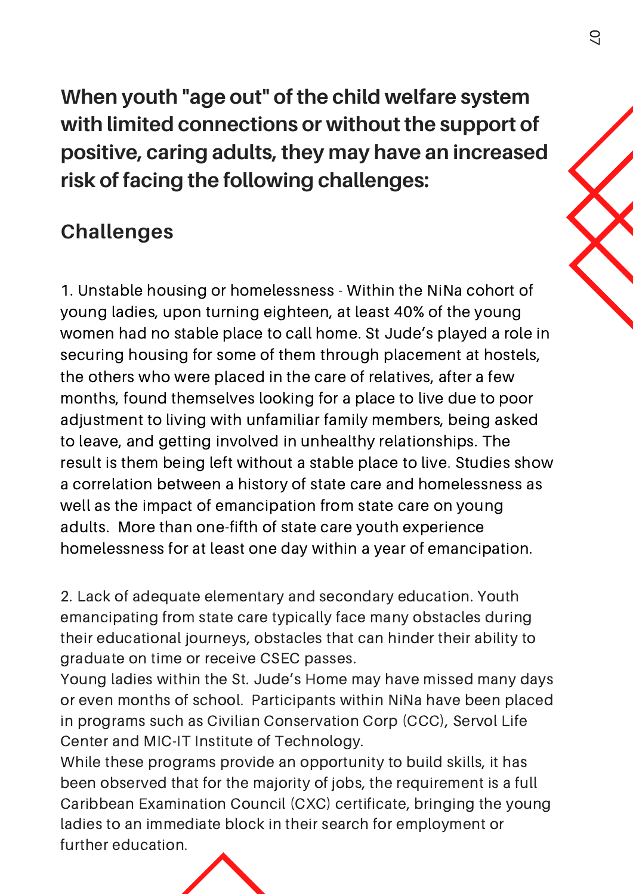**When youth "age out" of the child welfare system with limited connections or without the support of positive, caring adults, they may have an increased risk of facing the following challenges:**

## Challenges

1. Unstable housing or homelessness - Within the NiNa cohort of young ladies, upon turning eighteen, at least 40% of the young women had no stable place to call home. St Jude's played a role in securing housing for some of them through placement at hostels, the others who were placed in the care of relatives, after a few months, found themselves looking for a place to live due to poor adjustment to living with unfamiliar family members, being asked to leave, and getting involved in unhealthy relationships. The result is them being left without a stable place to live. Studies show a correlation between a history of state care and homelessness as well as the impact of emancipation from state care on young adults. More than one-fifth of state care youth experience homelessness for at least one day within a year of emancipation.

2. Lack of adequate elementary and secondary education. Youth emancipating from state care typically face many obstacles during their educational journeys, obstacles that can hinder their ability to graduate on time or receive CSEC passes.
Young ladies within the St. Jude's Home may have missed many days or even months of school. Participants within NiNa have been placed in programs such as Civilian Conservation Corp (CCC), Servol Life Center and MIC-IT Institute of Technology.
While these programs provide an opportunity to build skills, it has been observed that for the majority of jobs, the requirement is a full Caribbean Examination Council (CXC) certificate, bringing the young ladies to an immediate block in their search for employment or further education.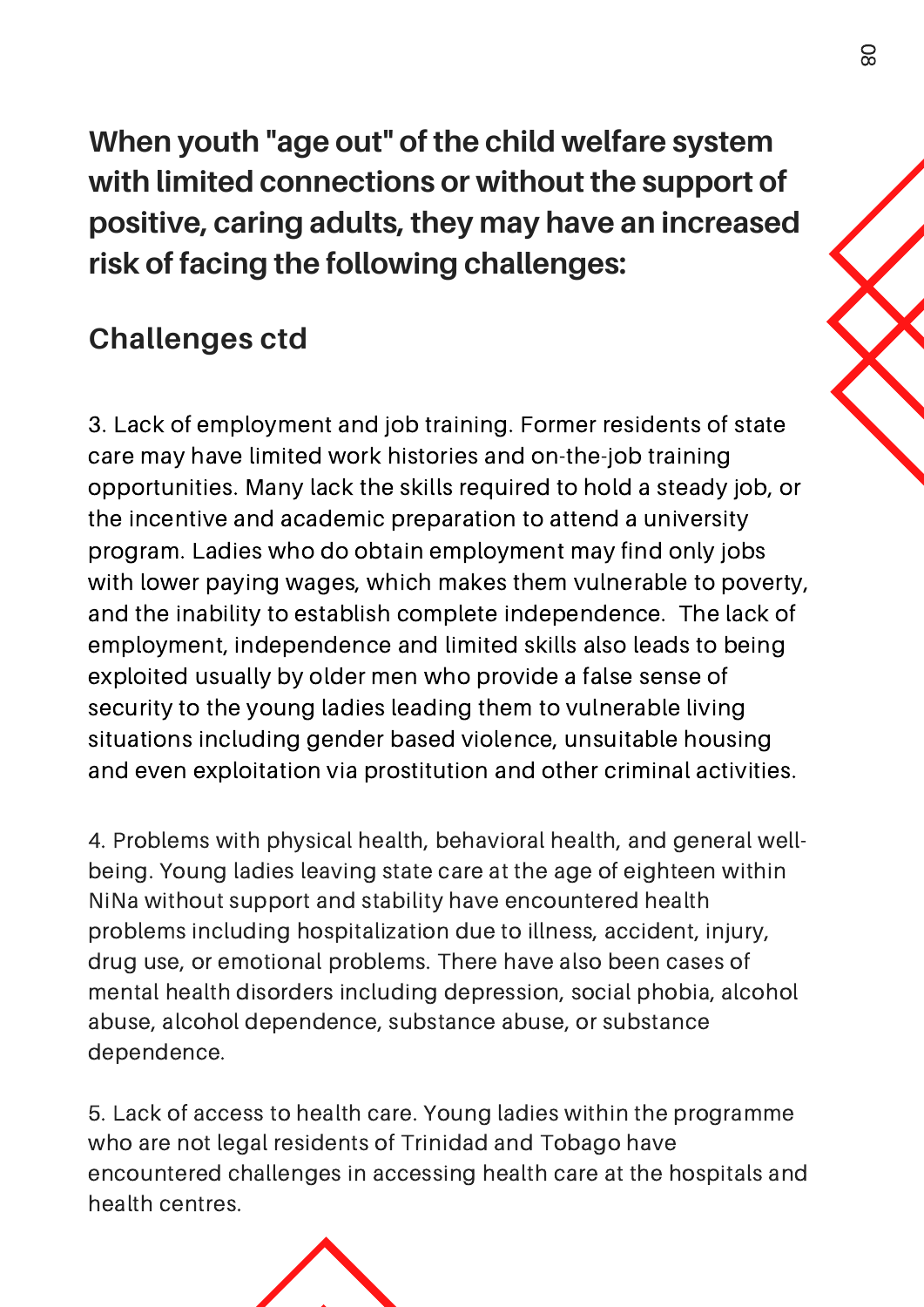## When youth "age out" of the child welfare system with limited connections or without the support of positive, caring adults, they may have an increased risk of facing the following challenges:

### Challenges ctd

3. Lack of employment and job training. Former residents of state care may have limited work histories and on-the-job training opportunities. Many lack the skills required to hold a steady job, or the incentive and academic preparation to attend a university program. Ladies who do obtain employment may find only jobs with lower paying wages, which makes them vulnerable to poverty, and the inability to establish complete independence. The lack of employment, independence and limited skills also leads to being exploited usually by older men who provide a false sense of security to the young ladies leading them to vulnerable living situations including gender based violence, unsuitable housing and even exploitation via prostitution and other criminal activities.

4. Problems with physical health, behavioral health, and general well-being. Young ladies leaving state care at the age of eighteen within NiNa without support and stability have encountered health problems including hospitalization due to illness, accident, injury, drug use, or emotional problems. There have also been cases of mental health disorders including depression, social phobia, alcohol abuse, alcohol dependence, substance abuse, or substance dependence.

5. Lack of access to health care. Young ladies within the programme who are not legal residents of Trinidad and Tobago have encountered challenges in accessing health care at the hospitals and health centres.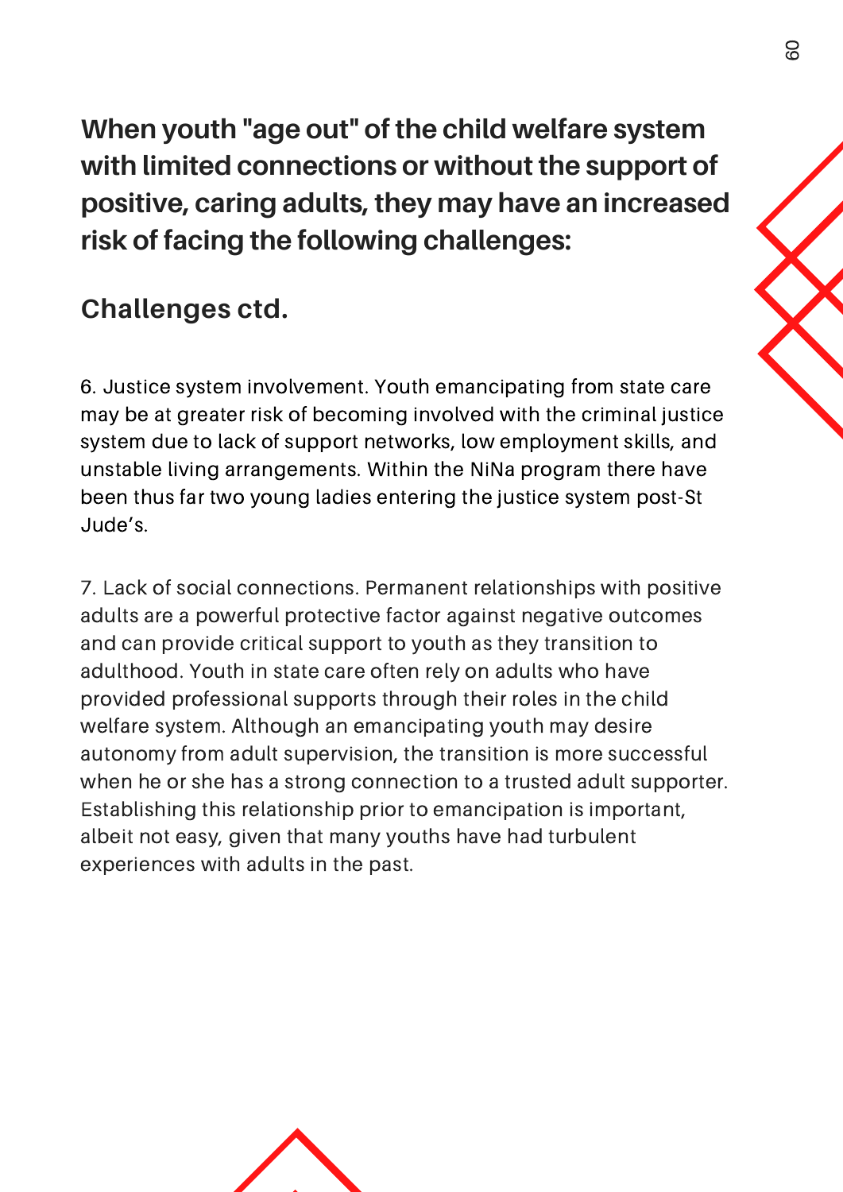## When youth "age out" of the child welfare system with limited connections or without the support of positive, caring adults, they may have an increased risk of facing the following challenges:

### Challenges ctd.

6. Justice system involvement. Youth emancipating from state care may be at greater risk of becoming involved with the criminal justice system due to lack of support networks, low employment skills, and unstable living arrangements. Within the NiNa program there have been thus far two young ladies entering the justice system post-St Jude's.

7. Lack of social connections. Permanent relationships with positive adults are a powerful protective factor against negative outcomes and can provide critical support to youth as they transition to adulthood. Youth in state care often rely on adults who have provided professional supports through their roles in the child welfare system. Although an emancipating youth may desire autonomy from adult supervision, the transition is more successful when he or she has a strong connection to a trusted adult supporter. Establishing this relationship prior to emancipation is important, albeit not easy, given that many youths have had turbulent experiences with adults in the past.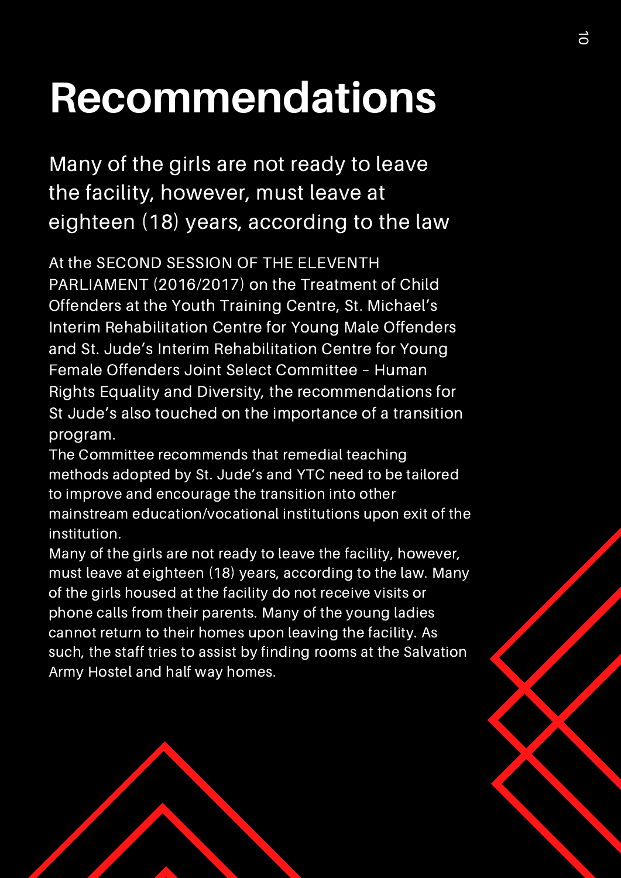# Recommendations

## Many of the girls are not ready to leave the facility, however, must leave at eighteen (18) years, according to the law

At the SECOND SESSION OF THE ELEVENTH PARLIAMENT (2016/2017) on the Treatment of Child Offenders at the Youth Training Centre, St. Michael's Interim Rehabilitation Centre for Young Male Offenders and St. Jude's Interim Rehabilitation Centre for Young Female Offenders Joint Select Committee – Human Rights Equality and Diversity, the recommendations for St Jude's also touched on the importance of a transition program.

The Committee recommends that remedial teaching methods adopted by St. Jude's and YTC need to be tailored to improve and encourage the transition into other mainstream education/vocational institutions upon exit of the institution.

Many of the girls are not ready to leave the facility, however, must leave at eighteen (18) years, according to the law. Many of the girls housed at the facility do not receive visits or phone calls from their parents. Many of the young ladies cannot return to their homes upon leaving the facility. As such, the staff tries to assist by finding rooms at the Salvation Army Hostel and half way homes.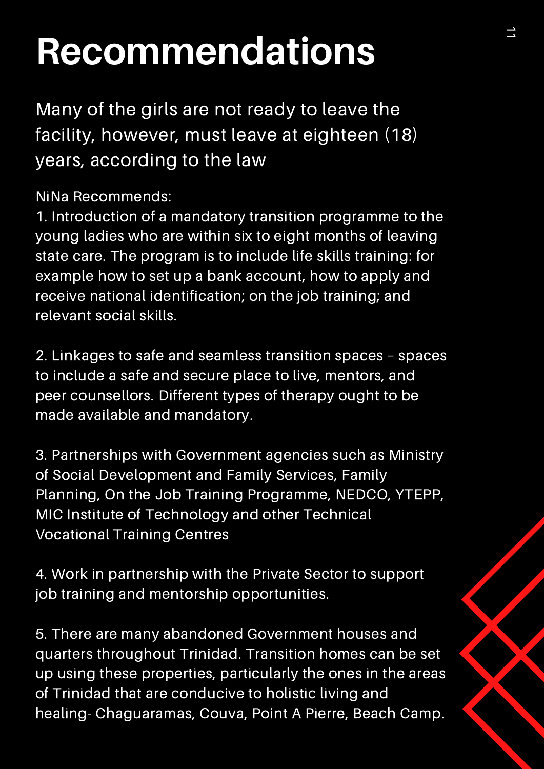# Recommendations

Many of the girls are not ready to leave the facility, however, must leave at eighteen (18) years, according to the law

NiNa Recommends:

1. Introduction of a mandatory transition programme to the young ladies who are within six to eight months of leaving state care. The program is to include life skills training: for example how to set up a bank account, how to apply and receive national identification; on the job training; and relevant social skills.

2. Linkages to safe and seamless transition spaces – spaces to include a safe and secure place to live, mentors, and peer counsellors. Different types of therapy ought to be made available and mandatory.

3. Partnerships with Government agencies such as Ministry of Social Development and Family Services, Family Planning, On the Job Training Programme, NEDCO, YTEPP, MIC Institute of Technology and other Technical Vocational Training Centres

4. Work in partnership with the Private Sector to support job training and mentorship opportunities.

5. There are many abandoned Government houses and quarters throughout Trinidad. Transition homes can be set up using these properties, particularly the ones in the areas of Trinidad that are conducive to holistic living and healing- Chaguaramas, Couva, Point A Pierre, Beach Camp.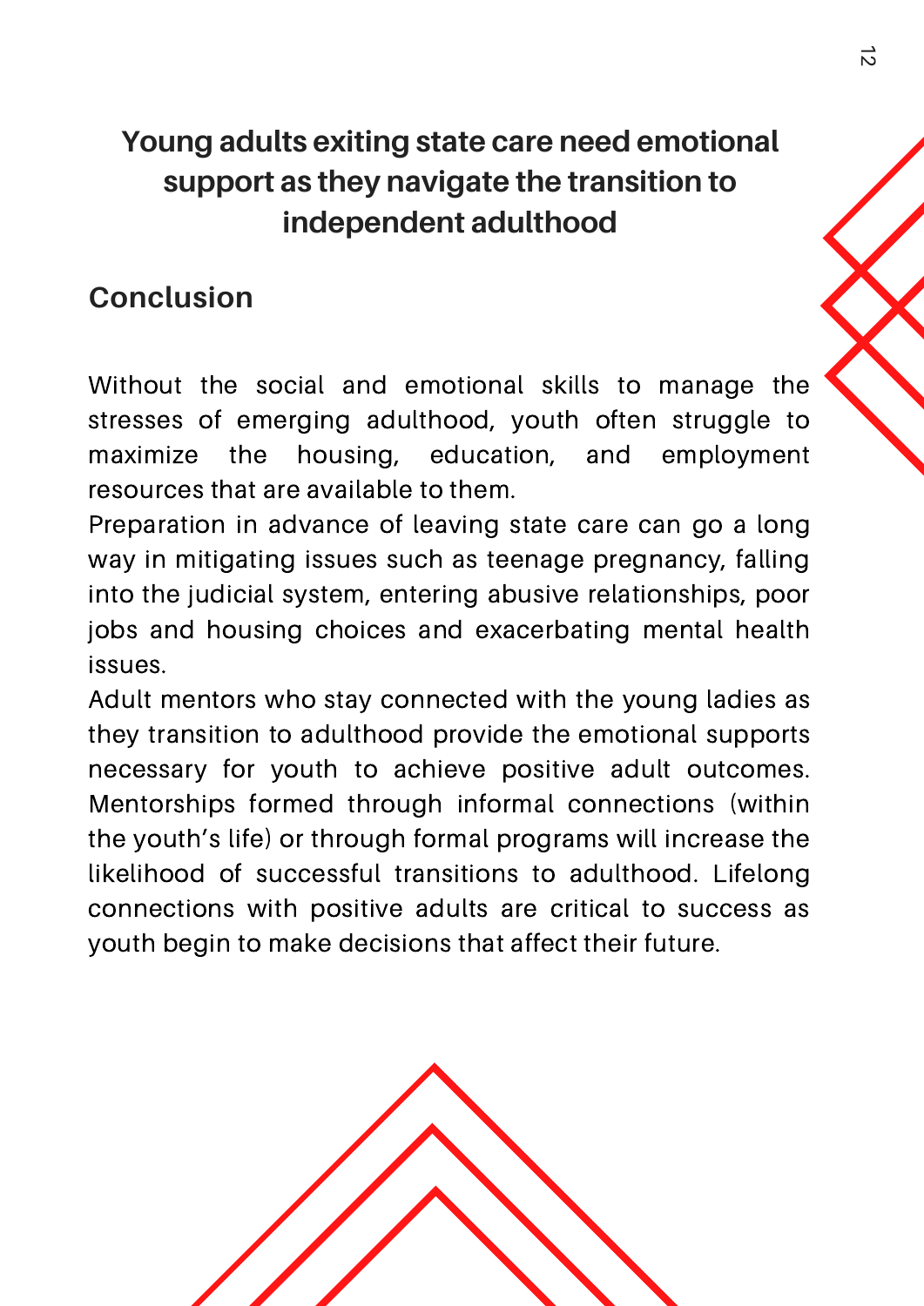# Young adults exiting state care need emotional support as they navigate the transition to independent adulthood

## Conclusion

Without the social and emotional skills to manage the stresses of emerging adulthood, youth often struggle to maximize the housing, education, and employment resources that are available to them.

Preparation in advance of leaving state care can go a long way in mitigating issues such as teenage pregnancy, falling into the judicial system, entering abusive relationships, poor jobs and housing choices and exacerbating mental health issues.

Adult mentors who stay connected with the young ladies as they transition to adulthood provide the emotional supports necessary for youth to achieve positive adult outcomes. Mentorships formed through informal connections (within the youth's life) or through formal programs will increase the likelihood of successful transitions to adulthood. Lifelong connections with positive adults are critical to success as youth begin to make decisions that affect their future.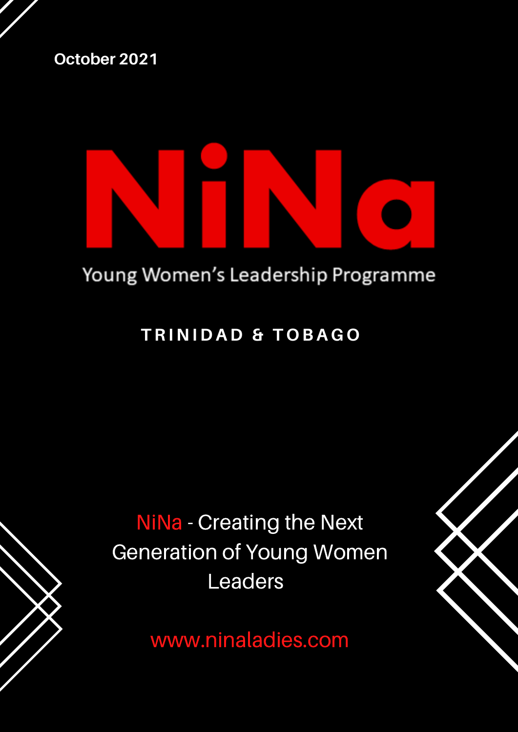October 2021

# NiNa

Young Women's Leadership Programme

**TRINIDAD & TOBAGO**

NiNa - Creating the Next Generation of Young Women Leaders

www.ninaladies.com